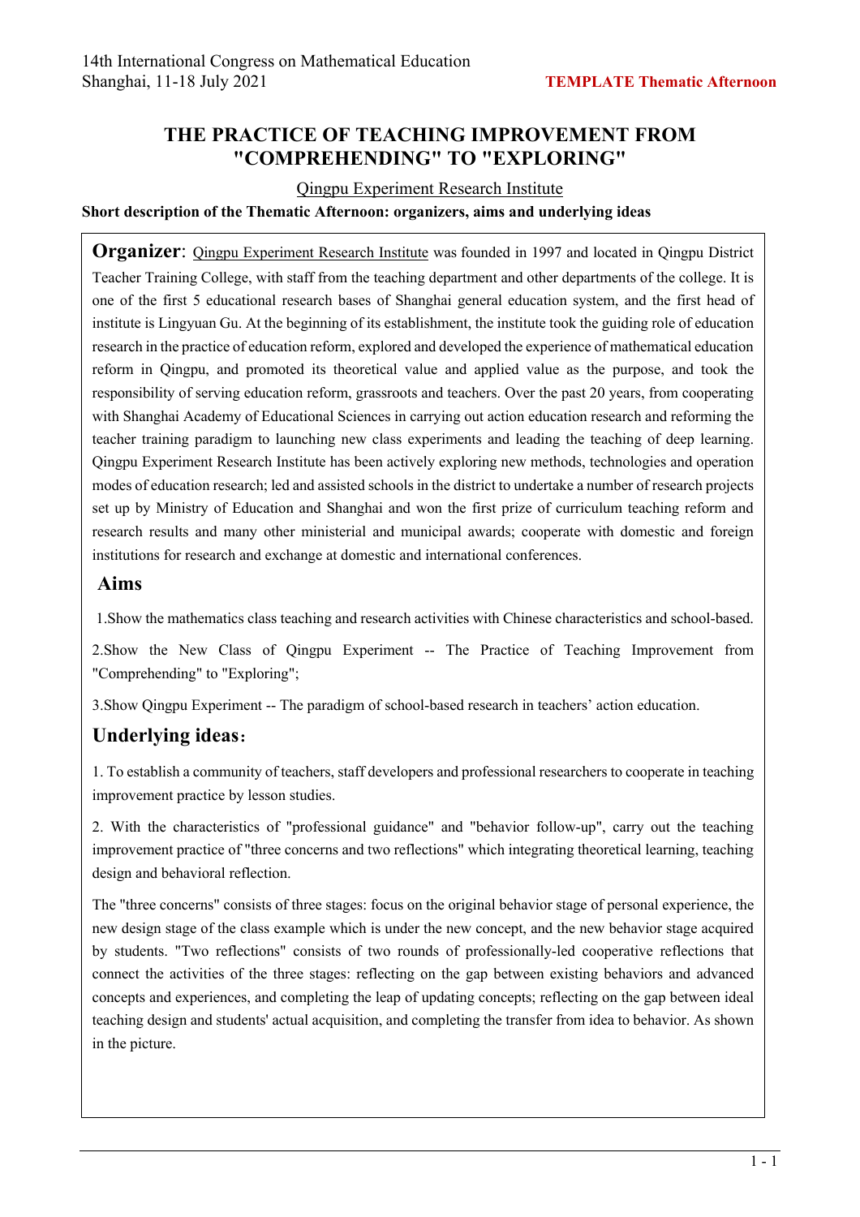# THE PRACTICE OF TEACHING IMPROVEMENT FROM "COMPREHENDING" TO "EXPLORING"

Qingpu Experiment Research Institute

**Short description of the Thematic Afternoon: organizers, aims and underlying ideas**

**Organizer**: Qingpu Experiment Research Institute was founded in 1997 and located in Qingpu District Teacher Training College, with staff from the teaching department and other departments of the college. It is one of the first 5 educational research bases of Shanghai general education system, and the first head of institute is Lingyuan Gu. At the beginning of its establishment, the institute took the guiding role of education research in the practice of education reform, explored and developed the experience of mathematical education reform in Qingpu, and promoted its theoretical value and applied value as the purpose, and took the responsibility of serving education reform, grassroots and teachers. Over the past 20 years, from cooperating with Shanghai Academy of Educational Sciences in carrying out action education research and reforming the teacher training paradigm to launching new class experiments and leading the teaching of deep learning. Qingpu Experiment Research Institute has been actively exploring new methods, technologies and operation modes of education research; led and assisted schools in the district to undertake a number of research projects set up by Ministry of Education and Shanghai and won the first prize of curriculum teaching reform and research results and many other ministerial and municipal awards; cooperate with domestic and foreign institutions for research and exchange at domestic and international conferences.

## Aims

1.Show the mathematics class teaching and research activities with Chinese characteristics and school-based.

2.Show the New Class of Qingpu Experiment -- The Practice of Teaching Improvement from "Comprehending" to "Exploring";

3.Show Qingpu Experiment -- The paradigm of school-based research in teachers' action education.

## Underlying ideas:

1. To establish a community of teachers, staff developers and professional researchers to cooperate in teaching improvement practice by lesson studies.

2. With the characteristics of "professional guidance" and "behavior follow-up", carry out the teaching improvement practice of "three concerns and two reflections" which integrating theoretical learning, teaching design and behavioral reflection.

The "three concerns" consists of three stages: focus on the original behavior stage of personal experience, the new design stage of the class example which is under the new concept, and the new behavior stage acquired by students. "Two reflections" consists of two rounds of professionally-led cooperative reflections that connect the activities of the three stages: reflecting on the gap between existing behaviors and advanced concepts and experiences, and completing the leap of updating concepts; reflecting on the gap between ideal teaching design and students' actual acquisition, and completing the transfer from idea to behavior. As shown in the picture.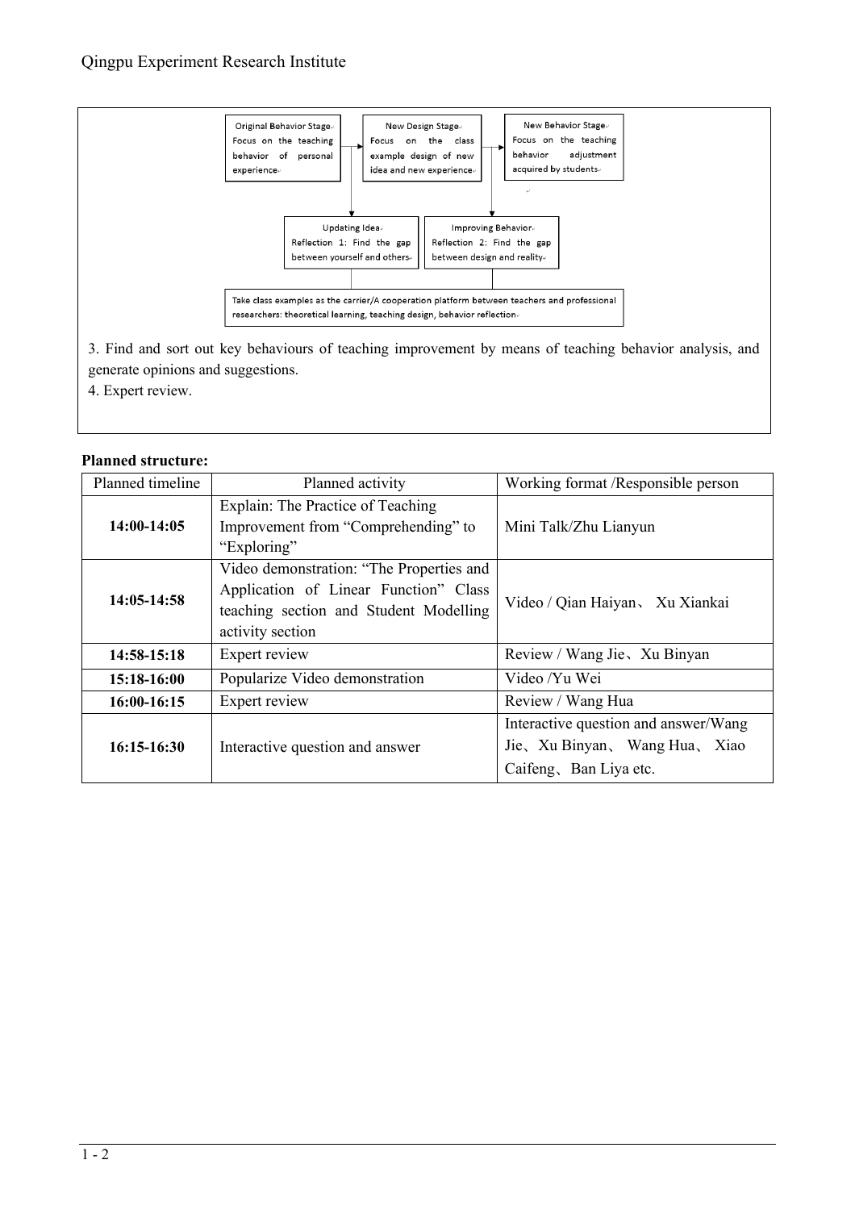Original Behavior Stage
Focus on the teaching behavior of personal experience

New Design Stage
Focus on the class example design of new idea and new experience

New Behavior Stage
Focus on the teaching behavior adjustment acquired by students

Updating Idea
Reflection 1: Find the gap between yourself and others

Improving Behavior
Reflection 2: Find the gap between design and reality

Take class examples as the carrier/A cooperation platform between teachers and professional researchers: theoretical learning, teaching design, behavior reflection

3. Find and sort out key behaviours of teaching improvement by means of teaching behavior analysis, and generate opinions and suggestions.
4. Expert review.

**Planned structure:**

| Planned timeline | Planned activity | Working format /Responsible person |
|---|---|---|
| **14:00-14:05** | Explain: The Practice of Teaching Improvement from "Comprehending" to "Exploring" | Mini Talk/Zhu Lianyun |
| **14:05-14:58** | Video demonstration: "The Properties and Application of Linear Function" Class teaching section and Student Modelling activity section | Video / Qian Haiyan、 Xu Xiankai |
| **14:58-15:18** | Expert review | Review / Wang Jie、Xu Binyan |
| **15:18-16:00** | Popularize Video demonstration | Video /Yu Wei |
| **16:00-16:15** | Expert review | Review / Wang Hua |
| **16:15-16:30** | Interactive question and answer | Interactive question and answer/Wang Jie、Xu Binyan、 Wang Hua、 Xiao Caifeng、Ban Liya etc. |